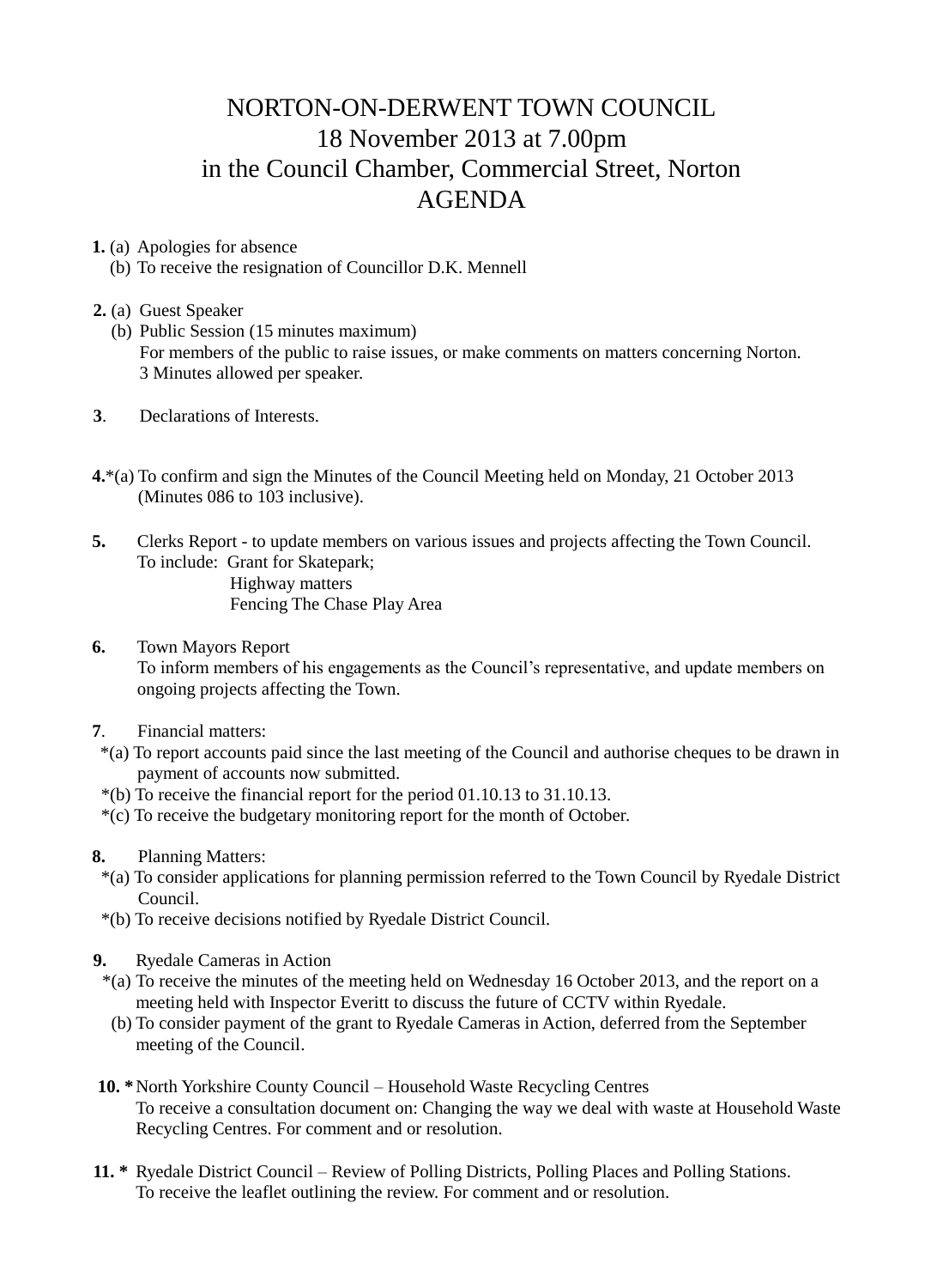# NORTON-ON-DERWENT TOWN COUNCIL
## 18 November 2013 at 7.00pm
## in the Council Chamber, Commercial Street, Norton
## AGENDA

**1.** (a) Apologies for absence
(b) To receive the resignation of Councillor D.K. Mennell

**2.** (a) Guest Speaker
(b) Public Session (15 minutes maximum)
For members of the public to raise issues, or make comments on matters concerning Norton.
3 Minutes allowed per speaker.

**3**. Declarations of Interests.

**4.***(a) To confirm and sign the Minutes of the Council Meeting held on Monday, 21 October 2013 (Minutes 086 to 103 inclusive).

**5.** Clerks Report - to update members on various issues and projects affecting the Town Council.
To include: Grant for Skatepark;
Highway matters
Fencing The Chase Play Area

**6.** Town Mayors Report
To inform members of his engagements as the Council's representative, and update members on ongoing projects affecting the Town.

**7**. Financial matters:
*(a) To report accounts paid since the last meeting of the Council and authorise cheques to be drawn in payment of accounts now submitted.
*(b) To receive the financial report for the period 01.10.13 to 31.10.13.
*(c) To receive the budgetary monitoring report for the month of October.

**8.** Planning Matters:
*(a) To consider applications for planning permission referred to the Town Council by Ryedale District Council.
*(b) To receive decisions notified by Ryedale District Council.

**9.** Ryedale Cameras in Action
*(a) To receive the minutes of the meeting held on Wednesday 16 October 2013, and the report on a meeting held with Inspector Everitt to discuss the future of CCTV within Ryedale.
(b) To consider payment of the grant to Ryedale Cameras in Action, deferred from the September meeting of the Council.

**10. *** North Yorkshire County Council – Household Waste Recycling Centres
To receive a consultation document on: Changing the way we deal with waste at Household Waste Recycling Centres. For comment and or resolution.

**11. *** Ryedale District Council – Review of Polling Districts, Polling Places and Polling Stations.
To receive the leaflet outlining the review. For comment and or resolution.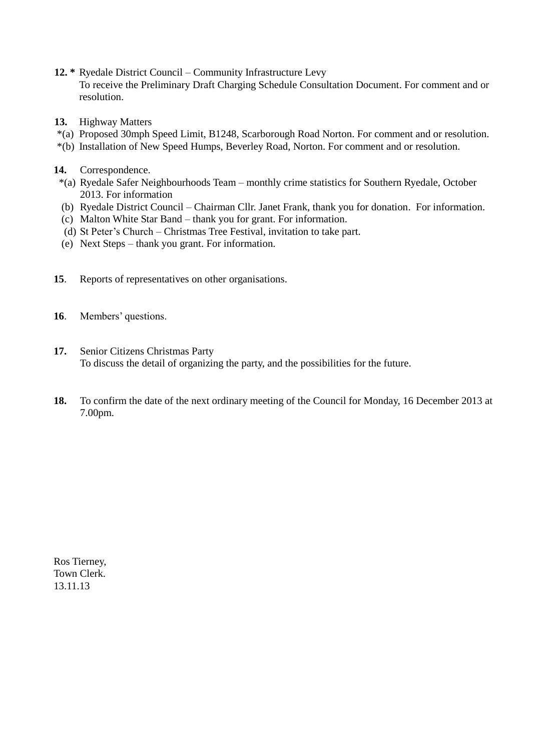**12. *** Ryedale District Council – Community Infrastructure Levy
To receive the Preliminary Draft Charging Schedule Consultation Document. For comment and or resolution.

**13.** Highway Matters

*(a) Proposed 30mph Speed Limit, B1248, Scarborough Road Norton. For comment and or resolution.
*(b) Installation of New Speed Humps, Beverley Road, Norton. For comment and or resolution.

**14.** Correspondence.

*(a) Ryedale Safer Neighbourhoods Team – monthly crime statistics for Southern Ryedale, October 2013. For information
(b) Ryedale District Council – Chairman Cllr. Janet Frank, thank you for donation. For information.
(c) Malton White Star Band – thank you for grant. For information.
(d) St Peter's Church – Christmas Tree Festival, invitation to take part.
(e) Next Steps – thank you grant. For information.

**15**. Reports of representatives on other organisations.

**16**. Members' questions.

**17.** Senior Citizens Christmas Party
To discuss the detail of organizing the party, and the possibilities for the future.

**18.** To confirm the date of the next ordinary meeting of the Council for Monday, 16 December 2013 at 7.00pm.

Ros Tierney,
Town Clerk.
13.11.13